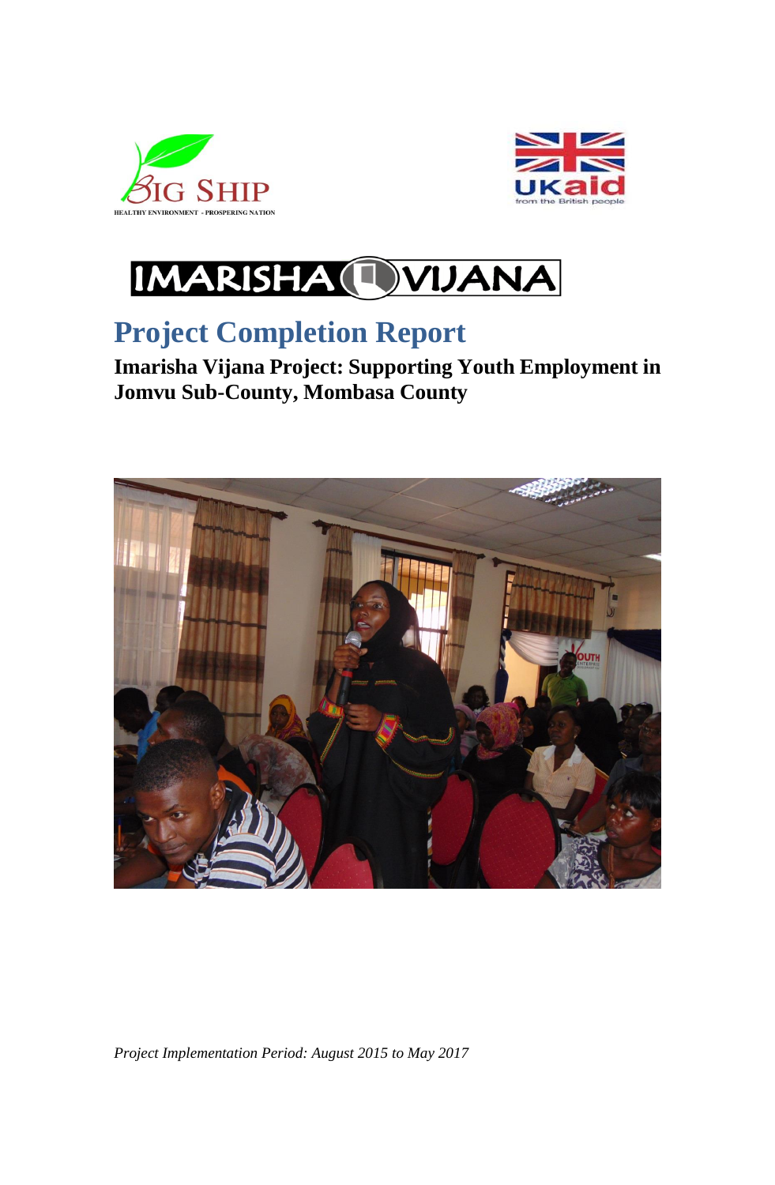# Project Completion Report

**Imarisha Vijana Project: Supporting Youth Employment in Jomvu Sub-County, Mombasa County**

*Project Implementation Period: August 2015 to May 2017*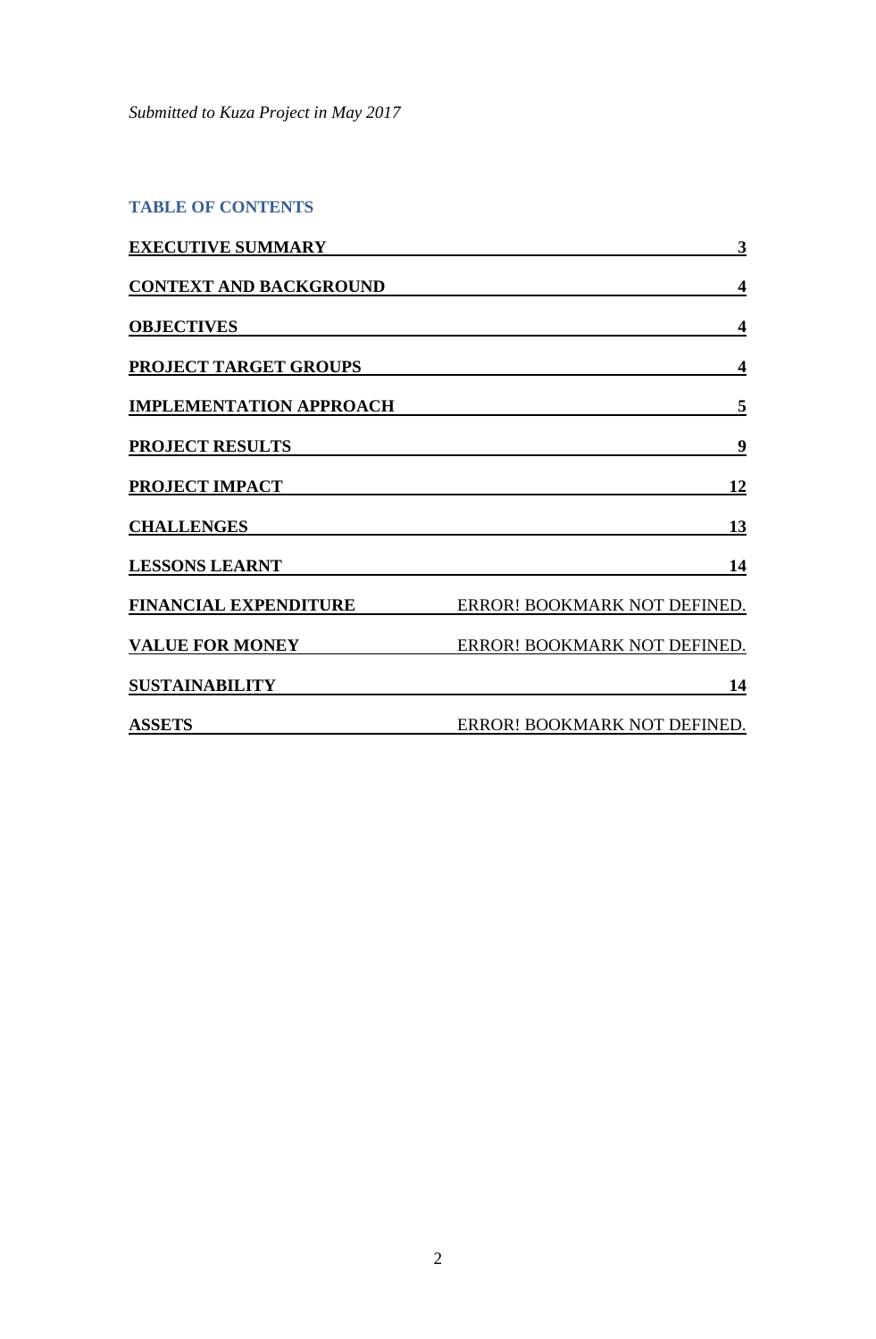*Submitted to Kuza Project in May 2017*

## TABLE OF CONTENTS

| | |
|---|---|
| **EXECUTIVE SUMMARY** | **3** |
| **CONTEXT AND BACKGROUND** | **4** |
| **OBJECTIVES** | **4** |
| **PROJECT TARGET GROUPS** | **4** |
| **IMPLEMENTATION APPROACH** | **5** |
| **PROJECT RESULTS** | **9** |
| **PROJECT IMPACT** | **12** |
| **CHALLENGES** | **13** |
| **LESSONS LEARNT** | **14** |
| **FINANCIAL EXPENDITURE** | ERROR! BOOKMARK NOT DEFINED. |
| **VALUE FOR MONEY** | ERROR! BOOKMARK NOT DEFINED. |
| **SUSTAINABILITY** | **14** |
| **ASSETS** | ERROR! BOOKMARK NOT DEFINED. |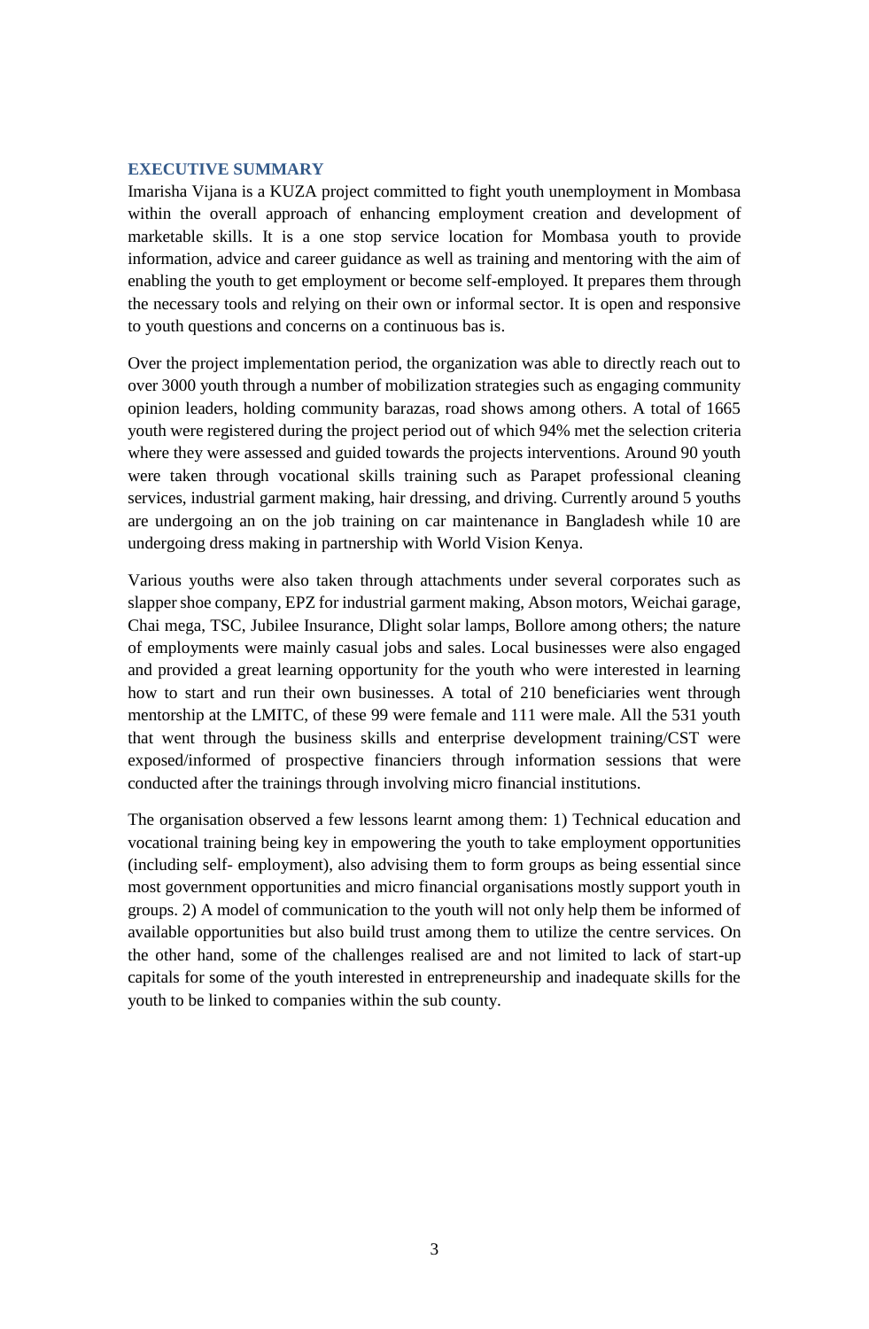## EXECUTIVE SUMMARY

Imarisha Vijana is a KUZA project committed to fight youth unemployment in Mombasa within the overall approach of enhancing employment creation and development of marketable skills. It is a one stop service location for Mombasa youth to provide information, advice and career guidance as well as training and mentoring with the aim of enabling the youth to get employment or become self-employed. It prepares them through the necessary tools and relying on their own or informal sector. It is open and responsive to youth questions and concerns on a continuous bas is.

Over the project implementation period, the organization was able to directly reach out to over 3000 youth through a number of mobilization strategies such as engaging community opinion leaders, holding community barazas, road shows among others. A total of 1665 youth were registered during the project period out of which 94% met the selection criteria where they were assessed and guided towards the projects interventions. Around 90 youth were taken through vocational skills training such as Parapet professional cleaning services, industrial garment making, hair dressing, and driving. Currently around 5 youths are undergoing an on the job training on car maintenance in Bangladesh while 10 are undergoing dress making in partnership with World Vision Kenya.

Various youths were also taken through attachments under several corporates such as slapper shoe company, EPZ for industrial garment making, Abson motors, Weichai garage, Chai mega, TSC, Jubilee Insurance, Dlight solar lamps, Bollore among others; the nature of employments were mainly casual jobs and sales. Local businesses were also engaged and provided a great learning opportunity for the youth who were interested in learning how to start and run their own businesses. A total of 210 beneficiaries went through mentorship at the LMITC, of these 99 were female and 111 were male. All the 531 youth that went through the business skills and enterprise development training/CST were exposed/informed of prospective financiers through information sessions that were conducted after the trainings through involving micro financial institutions.

The organisation observed a few lessons learnt among them: 1) Technical education and vocational training being key in empowering the youth to take employment opportunities (including self- employment), also advising them to form groups as being essential since most government opportunities and micro financial organisations mostly support youth in groups. 2) A model of communication to the youth will not only help them be informed of available opportunities but also build trust among them to utilize the centre services. On the other hand, some of the challenges realised are and not limited to lack of start-up capitals for some of the youth interested in entrepreneurship and inadequate skills for the youth to be linked to companies within the sub county.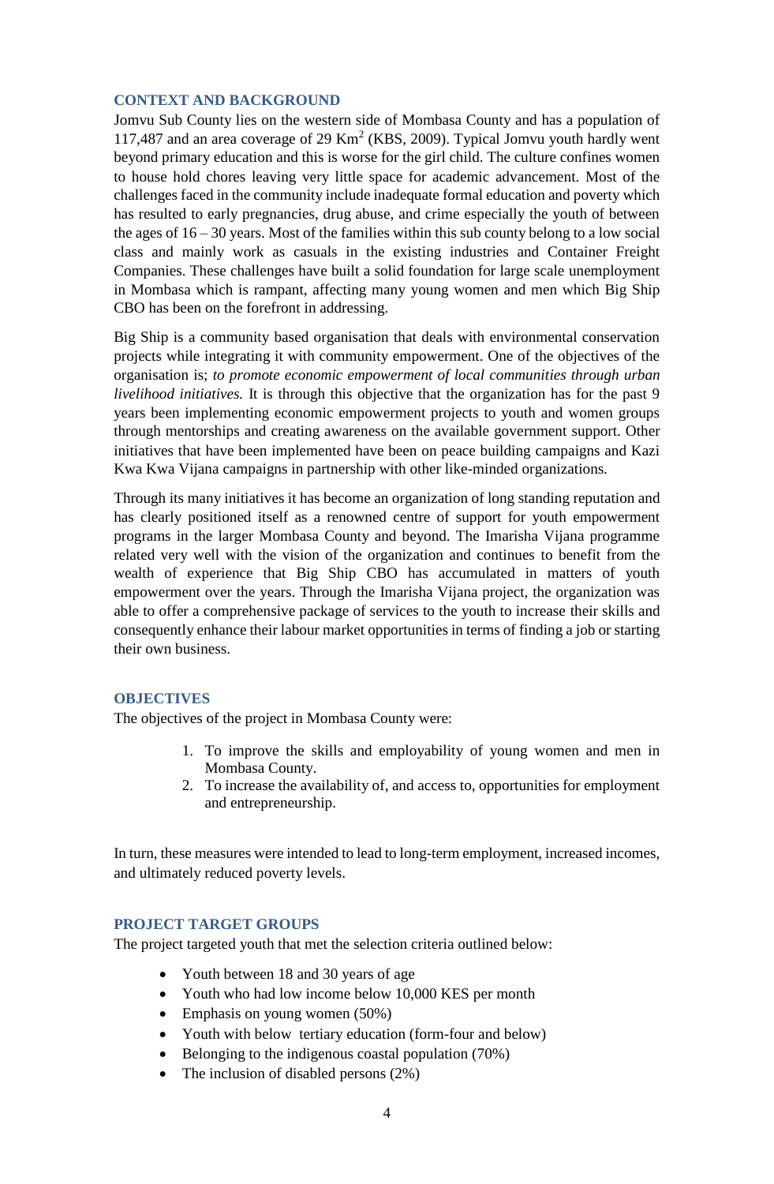## CONTEXT AND BACKGROUND

Jomvu Sub County lies on the western side of Mombasa County and has a population of 117,487 and an area coverage of 29 $Km^2$ (KBS, 2009). Typical Jomvu youth hardly went beyond primary education and this is worse for the girl child. The culture confines women to house hold chores leaving very little space for academic advancement. Most of the challenges faced in the community include inadequate formal education and poverty which has resulted to early pregnancies, drug abuse, and crime especially the youth of between the ages of 16 – 30 years. Most of the families within this sub county belong to a low social class and mainly work as casuals in the existing industries and Container Freight Companies. These challenges have built a solid foundation for large scale unemployment in Mombasa which is rampant, affecting many young women and men which Big Ship CBO has been on the forefront in addressing.

Big Ship is a community based organisation that deals with environmental conservation projects while integrating it with community empowerment. One of the objectives of the organisation is; *to promote economic empowerment of local communities through urban livelihood initiatives.* It is through this objective that the organization has for the past 9 years been implementing economic empowerment projects to youth and women groups through mentorships and creating awareness on the available government support. Other initiatives that have been implemented have been on peace building campaigns and Kazi Kwa Kwa Vijana campaigns in partnership with other like-minded organizations.

Through its many initiatives it has become an organization of long standing reputation and has clearly positioned itself as a renowned centre of support for youth empowerment programs in the larger Mombasa County and beyond. The Imarisha Vijana programme related very well with the vision of the organization and continues to benefit from the wealth of experience that Big Ship CBO has accumulated in matters of youth empowerment over the years. Through the Imarisha Vijana project, the organization was able to offer a comprehensive package of services to the youth to increase their skills and consequently enhance their labour market opportunities in terms of finding a job or starting their own business.

## OBJECTIVES

The objectives of the project in Mombasa County were:

1. To improve the skills and employability of young women and men in Mombasa County.
2. To increase the availability of, and access to, opportunities for employment and entrepreneurship.

In turn, these measures were intended to lead to long-term employment, increased incomes, and ultimately reduced poverty levels.

## PROJECT TARGET GROUPS

The project targeted youth that met the selection criteria outlined below:

- Youth between 18 and 30 years of age
- Youth who had low income below 10,000 KES per month
- Emphasis on young women (50%)
- Youth with below tertiary education (form-four and below)
- Belonging to the indigenous coastal population (70%)
- The inclusion of disabled persons (2%)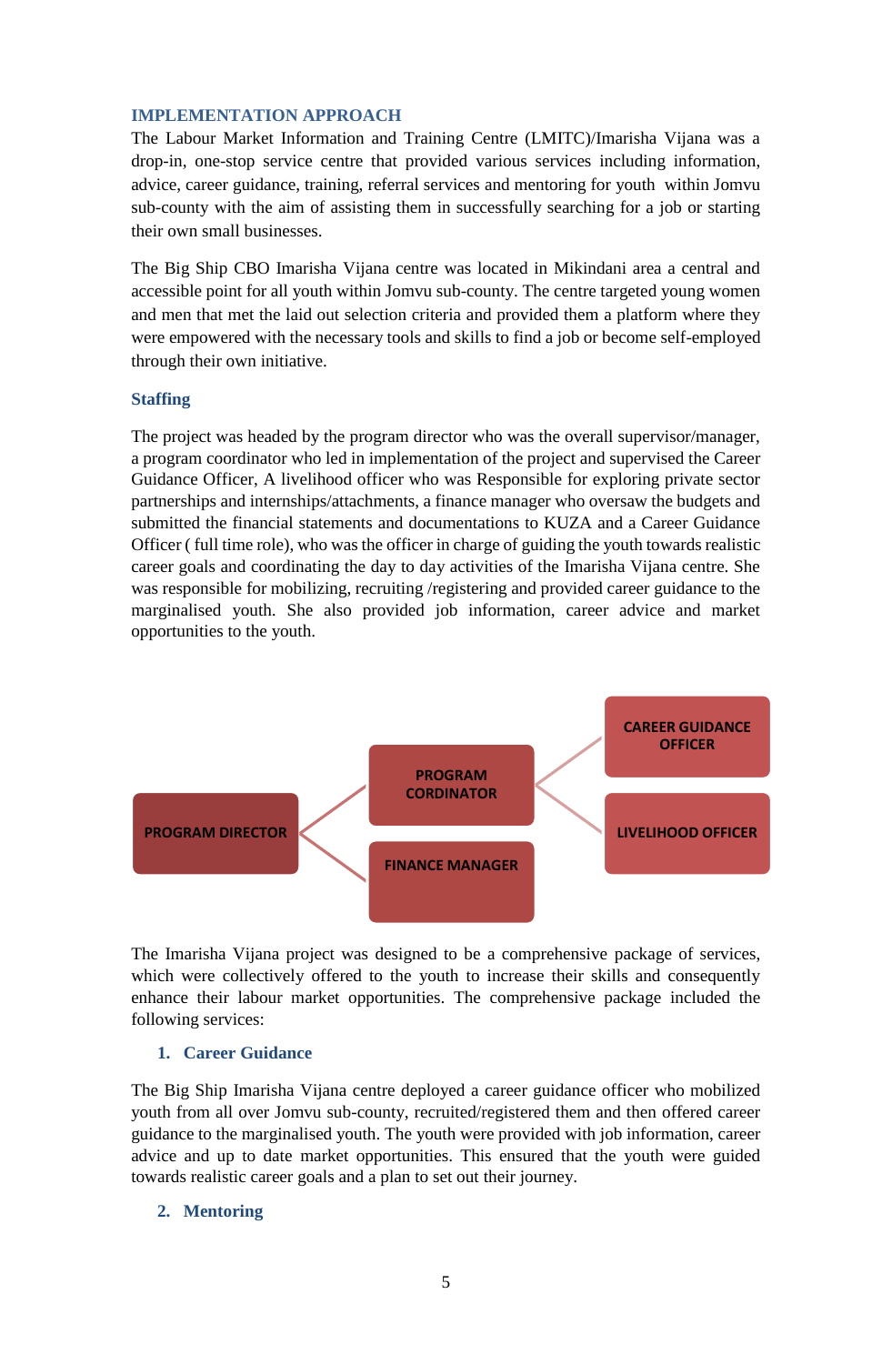## IMPLEMENTATION APPROACH

The Labour Market Information and Training Centre (LMITC)/Imarisha Vijana was a drop-in, one-stop service centre that provided various services including information, advice, career guidance, training, referral services and mentoring for youth within Jomvu sub-county with the aim of assisting them in successfully searching for a job or starting their own small businesses.

The Big Ship CBO Imarisha Vijana centre was located in Mikindani area a central and accessible point for all youth within Jomvu sub-county. The centre targeted young women and men that met the laid out selection criteria and provided them a platform where they were empowered with the necessary tools and skills to find a job or become self-employed through their own initiative.

### Staffing

The project was headed by the program director who was the overall supervisor/manager, a program coordinator who led in implementation of the project and supervised the Career Guidance Officer, A livelihood officer who was Responsible for exploring private sector partnerships and internships/attachments, a finance manager who oversaw the budgets and submitted the financial statements and documentations to KUZA and a Career Guidance Officer ( full time role), who was the officer in charge of guiding the youth towards realistic career goals and coordinating the day to day activities of the Imarisha Vijana centre. She was responsible for mobilizing, recruiting /registering and provided career guidance to the marginalised youth. She also provided job information, career advice and market opportunities to the youth.

PROGRAM DIRECTOR → PROGRAM CORDINATOR, FINANCE MANAGER
PROGRAM CORDINATOR → CAREER GUIDANCE OFFICER, LIVELIHOOD OFFICER

The Imarisha Vijana project was designed to be a comprehensive package of services, which were collectively offered to the youth to increase their skills and consequently enhance their labour market opportunities. The comprehensive package included the following services:

### 1. Career Guidance

The Big Ship Imarisha Vijana centre deployed a career guidance officer who mobilized youth from all over Jomvu sub-county, recruited/registered them and then offered career guidance to the marginalised youth. The youth were provided with job information, career advice and up to date market opportunities. This ensured that the youth were guided towards realistic career goals and a plan to set out their journey.

### 2. Mentoring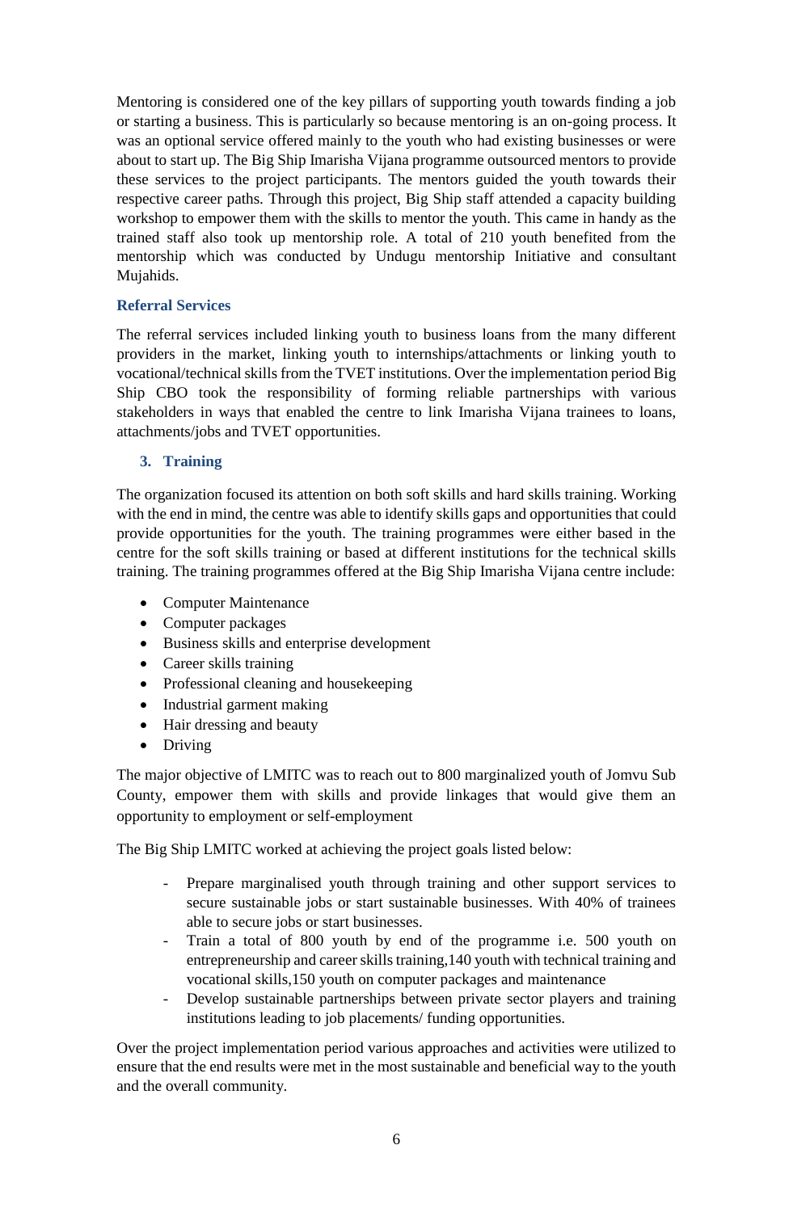Mentoring is considered one of the key pillars of supporting youth towards finding a job or starting a business. This is particularly so because mentoring is an on-going process. It was an optional service offered mainly to the youth who had existing businesses or were about to start up. The Big Ship Imarisha Vijana programme outsourced mentors to provide these services to the project participants. The mentors guided the youth towards their respective career paths. Through this project, Big Ship staff attended a capacity building workshop to empower them with the skills to mentor the youth. This came in handy as the trained staff also took up mentorship role. A total of 210 youth benefited from the mentorship which was conducted by Undugu mentorship Initiative and consultant Mujahids.

### Referral Services

The referral services included linking youth to business loans from the many different providers in the market, linking youth to internships/attachments or linking youth to vocational/technical skills from the TVET institutions. Over the implementation period Big Ship CBO took the responsibility of forming reliable partnerships with various stakeholders in ways that enabled the centre to link Imarisha Vijana trainees to loans, attachments/jobs and TVET opportunities.

### 3. Training

The organization focused its attention on both soft skills and hard skills training. Working with the end in mind, the centre was able to identify skills gaps and opportunities that could provide opportunities for the youth. The training programmes were either based in the centre for the soft skills training or based at different institutions for the technical skills training. The training programmes offered at the Big Ship Imarisha Vijana centre include:

- Computer Maintenance
- Computer packages
- Business skills and enterprise development
- Career skills training
- Professional cleaning and housekeeping
- Industrial garment making
- Hair dressing and beauty
- Driving

The major objective of LMITC was to reach out to 800 marginalized youth of Jomvu Sub County, empower them with skills and provide linkages that would give them an opportunity to employment or self-employment

The Big Ship LMITC worked at achieving the project goals listed below:

- Prepare marginalised youth through training and other support services to secure sustainable jobs or start sustainable businesses. With 40% of trainees able to secure jobs or start businesses.
- Train a total of 800 youth by end of the programme i.e. 500 youth on entrepreneurship and career skills training,140 youth with technical training and vocational skills,150 youth on computer packages and maintenance
- Develop sustainable partnerships between private sector players and training institutions leading to job placements/ funding opportunities.

Over the project implementation period various approaches and activities were utilized to ensure that the end results were met in the most sustainable and beneficial way to the youth and the overall community.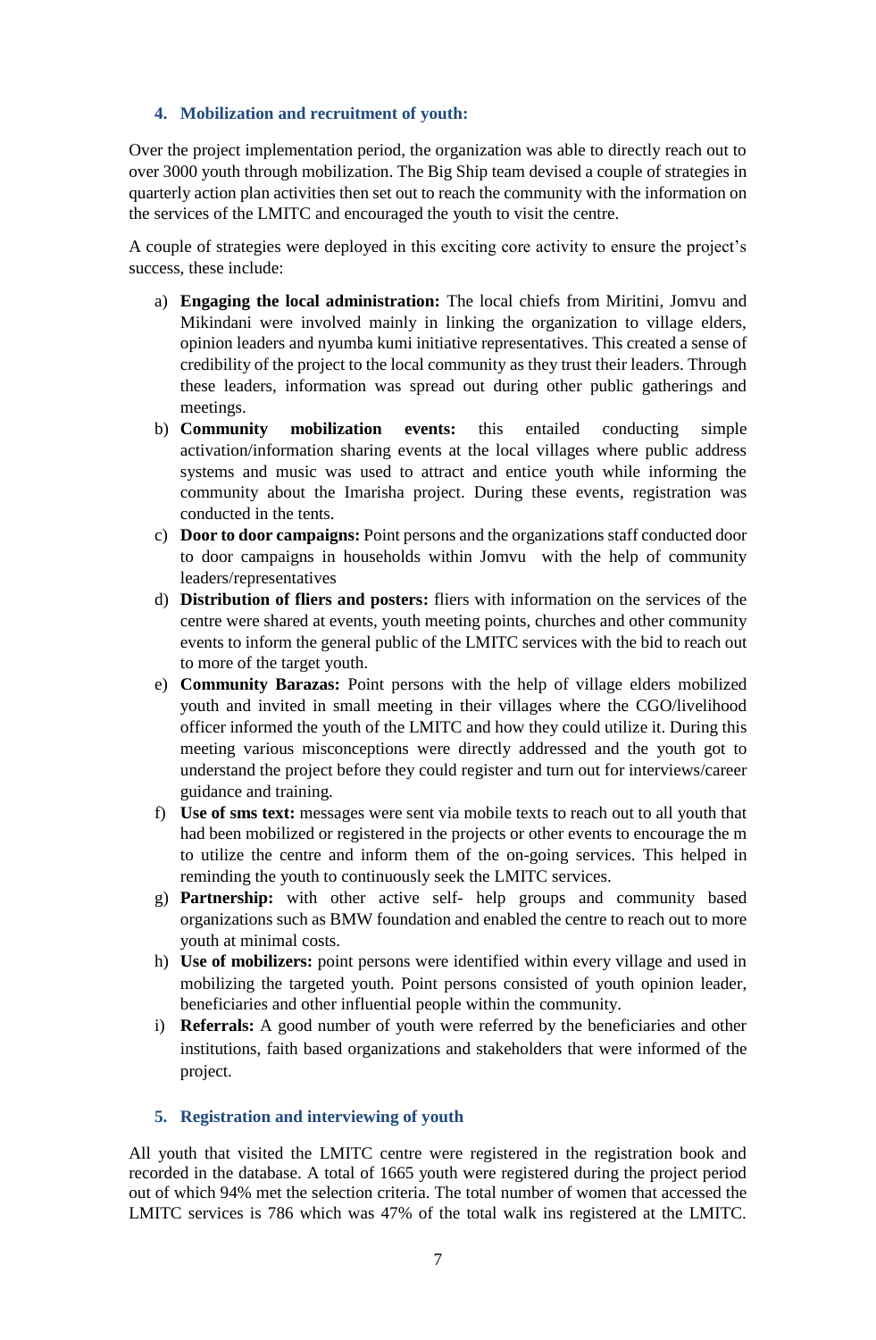### 4. Mobilization and recruitment of youth:

Over the project implementation period, the organization was able to directly reach out to over 3000 youth through mobilization. The Big Ship team devised a couple of strategies in quarterly action plan activities then set out to reach the community with the information on the services of the LMITC and encouraged the youth to visit the centre.

A couple of strategies were deployed in this exciting core activity to ensure the project's success, these include:

a) **Engaging the local administration:** The local chiefs from Miritini, Jomvu and Mikindani were involved mainly in linking the organization to village elders, opinion leaders and nyumba kumi initiative representatives. This created a sense of credibility of the project to the local community as they trust their leaders. Through these leaders, information was spread out during other public gatherings and meetings.

b) **Community mobilization events:** this entailed conducting simple activation/information sharing events at the local villages where public address systems and music was used to attract and entice youth while informing the community about the Imarisha project. During these events, registration was conducted in the tents.

c) **Door to door campaigns:** Point persons and the organizations staff conducted door to door campaigns in households within Jomvu with the help of community leaders/representatives

d) **Distribution of fliers and posters:** fliers with information on the services of the centre were shared at events, youth meeting points, churches and other community events to inform the general public of the LMITC services with the bid to reach out to more of the target youth.

e) **Community Barazas:** Point persons with the help of village elders mobilized youth and invited in small meeting in their villages where the CGO/livelihood officer informed the youth of the LMITC and how they could utilize it. During this meeting various misconceptions were directly addressed and the youth got to understand the project before they could register and turn out for interviews/career guidance and training.

f) **Use of sms text:** messages were sent via mobile texts to reach out to all youth that had been mobilized or registered in the projects or other events to encourage the m to utilize the centre and inform them of the on-going services. This helped in reminding the youth to continuously seek the LMITC services.

g) **Partnership:** with other active self- help groups and community based organizations such as BMW foundation and enabled the centre to reach out to more youth at minimal costs.

h) **Use of mobilizers:** point persons were identified within every village and used in mobilizing the targeted youth. Point persons consisted of youth opinion leader, beneficiaries and other influential people within the community.

i) **Referrals:** A good number of youth were referred by the beneficiaries and other institutions, faith based organizations and stakeholders that were informed of the project.

### 5. Registration and interviewing of youth

All youth that visited the LMITC centre were registered in the registration book and recorded in the database. A total of 1665 youth were registered during the project period out of which 94% met the selection criteria. The total number of women that accessed the LMITC services is 786 which was 47% of the total walk ins registered at the LMITC.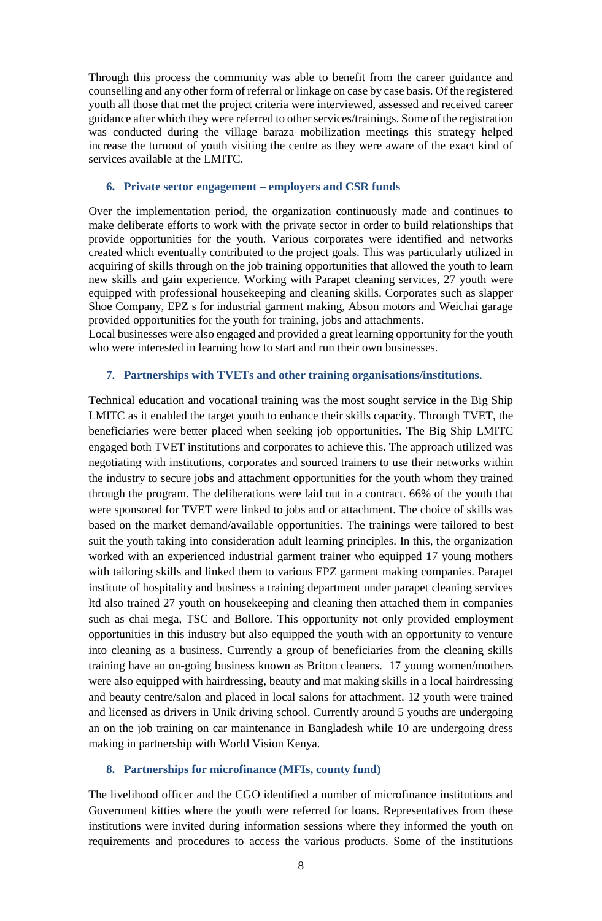Through this process the community was able to benefit from the career guidance and counselling and any other form of referral or linkage on case by case basis. Of the registered youth all those that met the project criteria were interviewed, assessed and received career guidance after which they were referred to other services/trainings. Some of the registration was conducted during the village baraza mobilization meetings this strategy helped increase the turnout of youth visiting the centre as they were aware of the exact kind of services available at the LMITC.

### 6. Private sector engagement – employers and CSR funds

Over the implementation period, the organization continuously made and continues to make deliberate efforts to work with the private sector in order to build relationships that provide opportunities for the youth. Various corporates were identified and networks created which eventually contributed to the project goals. This was particularly utilized in acquiring of skills through on the job training opportunities that allowed the youth to learn new skills and gain experience. Working with Parapet cleaning services, 27 youth were equipped with professional housekeeping and cleaning skills. Corporates such as slapper Shoe Company, EPZ s for industrial garment making, Abson motors and Weichai garage provided opportunities for the youth for training, jobs and attachments.
Local businesses were also engaged and provided a great learning opportunity for the youth who were interested in learning how to start and run their own businesses.

### 7. Partnerships with TVETs and other training organisations/institutions.

Technical education and vocational training was the most sought service in the Big Ship LMITC as it enabled the target youth to enhance their skills capacity. Through TVET, the beneficiaries were better placed when seeking job opportunities. The Big Ship LMITC engaged both TVET institutions and corporates to achieve this. The approach utilized was negotiating with institutions, corporates and sourced trainers to use their networks within the industry to secure jobs and attachment opportunities for the youth whom they trained through the program. The deliberations were laid out in a contract. 66% of the youth that were sponsored for TVET were linked to jobs and or attachment. The choice of skills was based on the market demand/available opportunities. The trainings were tailored to best suit the youth taking into consideration adult learning principles. In this, the organization worked with an experienced industrial garment trainer who equipped 17 young mothers with tailoring skills and linked them to various EPZ garment making companies. Parapet institute of hospitality and business a training department under parapet cleaning services ltd also trained 27 youth on housekeeping and cleaning then attached them in companies such as chai mega, TSC and Bollore. This opportunity not only provided employment opportunities in this industry but also equipped the youth with an opportunity to venture into cleaning as a business. Currently a group of beneficiaries from the cleaning skills training have an on-going business known as Briton cleaners. 17 young women/mothers were also equipped with hairdressing, beauty and mat making skills in a local hairdressing and beauty centre/salon and placed in local salons for attachment. 12 youth were trained and licensed as drivers in Unik driving school. Currently around 5 youths are undergoing an on the job training on car maintenance in Bangladesh while 10 are undergoing dress making in partnership with World Vision Kenya.

### 8. Partnerships for microfinance (MFIs, county fund)

The livelihood officer and the CGO identified a number of microfinance institutions and Government kitties where the youth were referred for loans. Representatives from these institutions were invited during information sessions where they informed the youth on requirements and procedures to access the various products. Some of the institutions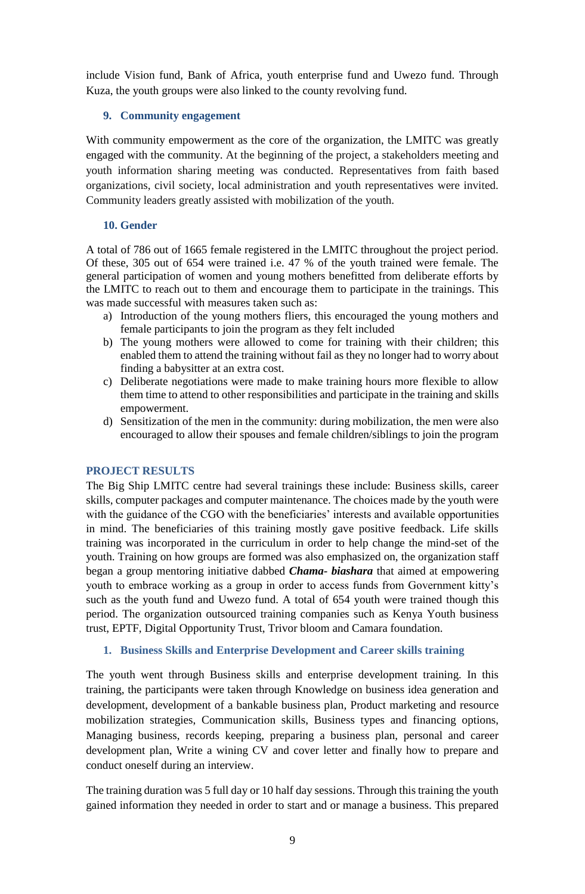include Vision fund, Bank of Africa, youth enterprise fund and Uwezo fund. Through Kuza, the youth groups were also linked to the county revolving fund.

### 9. Community engagement

With community empowerment as the core of the organization, the LMITC was greatly engaged with the community. At the beginning of the project, a stakeholders meeting and youth information sharing meeting was conducted. Representatives from faith based organizations, civil society, local administration and youth representatives were invited. Community leaders greatly assisted with mobilization of the youth.

### 10. Gender

A total of 786 out of 1665 female registered in the LMITC throughout the project period. Of these, 305 out of 654 were trained i.e. 47 % of the youth trained were female. The general participation of women and young mothers benefitted from deliberate efforts by the LMITC to reach out to them and encourage them to participate in the trainings. This was made successful with measures taken such as:

a) Introduction of the young mothers fliers, this encouraged the young mothers and female participants to join the program as they felt included
b) The young mothers were allowed to come for training with their children; this enabled them to attend the training without fail as they no longer had to worry about finding a babysitter at an extra cost.
c) Deliberate negotiations were made to make training hours more flexible to allow them time to attend to other responsibilities and participate in the training and skills empowerment.
d) Sensitization of the men in the community: during mobilization, the men were also encouraged to allow their spouses and female children/siblings to join the program

## PROJECT RESULTS

The Big Ship LMITC centre had several trainings these include: Business skills, career skills, computer packages and computer maintenance. The choices made by the youth were with the guidance of the CGO with the beneficiaries' interests and available opportunities in mind. The beneficiaries of this training mostly gave positive feedback. Life skills training was incorporated in the curriculum in order to help change the mind-set of the youth. Training on how groups are formed was also emphasized on, the organization staff began a group mentoring initiative dabbed ***Chama- biashara*** that aimed at empowering youth to embrace working as a group in order to access funds from Government kitty's such as the youth fund and Uwezo fund. A total of 654 youth were trained though this period. The organization outsourced training companies such as Kenya Youth business trust, EPTF, Digital Opportunity Trust, Trivor bloom and Camara foundation.

### 1. Business Skills and Enterprise Development and Career skills training

The youth went through Business skills and enterprise development training. In this training, the participants were taken through Knowledge on business idea generation and development, development of a bankable business plan, Product marketing and resource mobilization strategies, Communication skills, Business types and financing options, Managing business, records keeping, preparing a business plan, personal and career development plan, Write a wining CV and cover letter and finally how to prepare and conduct oneself during an interview.

The training duration was 5 full day or 10 half day sessions. Through this training the youth gained information they needed in order to start and or manage a business. This prepared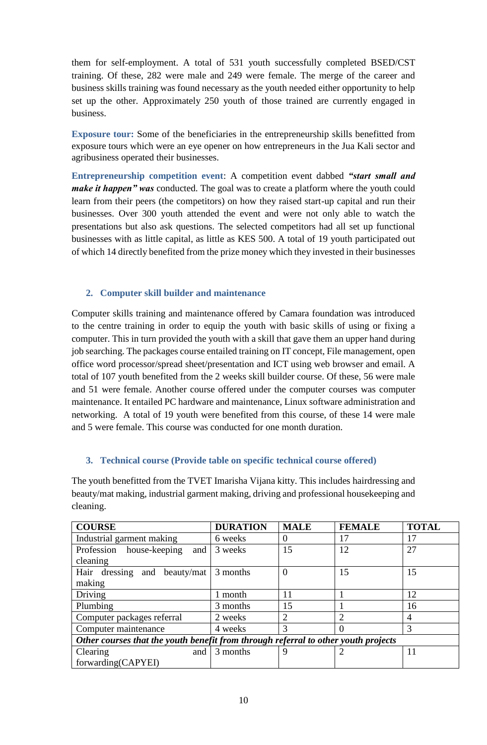them for self-employment. A total of 531 youth successfully completed BSED/CST training. Of these, 282 were male and 249 were female. The merge of the career and business skills training was found necessary as the youth needed either opportunity to help set up the other. Approximately 250 youth of those trained are currently engaged in business.

**Exposure tour:** Some of the beneficiaries in the entrepreneurship skills benefitted from exposure tours which were an eye opener on how entrepreneurs in the Jua Kali sector and agribusiness operated their businesses.

**Entrepreneurship competition event**: A competition event dabbed ***"start small and make it happen" was*** conducted. The goal was to create a platform where the youth could learn from their peers (the competitors) on how they raised start-up capital and run their businesses. Over 300 youth attended the event and were not only able to watch the presentations but also ask questions. The selected competitors had all set up functional businesses with as little capital, as little as KES 500. A total of 19 youth participated out of which 14 directly benefited from the prize money which they invested in their businesses

## 2. Computer skill builder and maintenance

Computer skills training and maintenance offered by Camara foundation was introduced to the centre training in order to equip the youth with basic skills of using or fixing a computer. This in turn provided the youth with a skill that gave them an upper hand during job searching. The packages course entailed training on IT concept, File management, open office word processor/spread sheet/presentation and ICT using web browser and email. A total of 107 youth benefited from the 2 weeks skill builder course. Of these, 56 were male and 51 were female. Another course offered under the computer courses was computer maintenance. It entailed PC hardware and maintenance, Linux software administration and networking. A total of 19 youth were benefited from this course, of these 14 were male and 5 were female. This course was conducted for one month duration.

## 3. Technical course (Provide table on specific technical course offered)

The youth benefitted from the TVET Imarisha Vijana kitty. This includes hairdressing and beauty/mat making, industrial garment making, driving and professional housekeeping and cleaning.

| COURSE | DURATION | MALE | FEMALE | TOTAL |
|---|---|---|---|---|
| Industrial garment making | 6 weeks | 0 | 17 | 17 |
| Profession house-keeping and cleaning | 3 weeks | 15 | 12 | 27 |
| Hair dressing and beauty/mat making | 3 months | 0 | 15 | 15 |
| Driving | 1 month | 11 | 1 | 12 |
| Plumbing | 3 months | 15 | 1 | 16 |
| Computer packages referral | 2 weeks | 2 | 2 | 4 |
| Computer maintenance | 4 weeks | 3 | 0 | 3 |
| ***Other courses that the youth benefit from through referral to other youth projects*** | | | | |
| Clearing and forwarding(CAPYEI) | 3 months | 9 | 2 | 11 |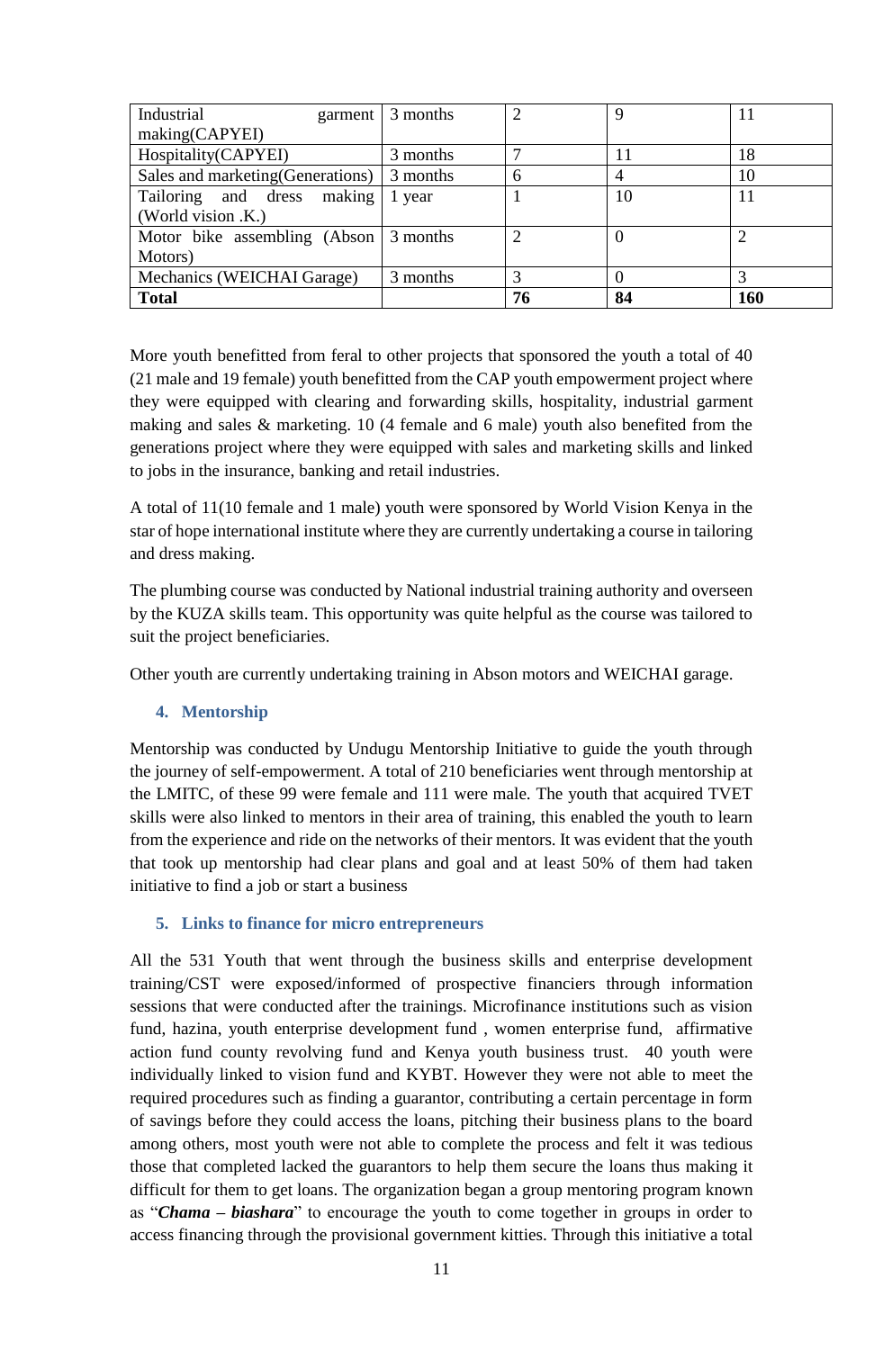| Industrial garment making(CAPYEI) | 3 months | 2 | 9 | 11 |
|---|---|---|---|---|
| Hospitality(CAPYEI) | 3 months | 7 | 11 | 18 |
| Sales and marketing(Generations) | 3 months | 6 | 4 | 10 |
| Tailoring and dress making (World vision .K.) | 1 year | 1 | 10 | 11 |
| Motor bike assembling (Abson Motors) | 3 months | 2 | 0 | 2 |
| Mechanics (WEICHAI Garage) | 3 months | 3 | 0 | 3 |
| **Total** | | **76** | **84** | **160** |

More youth benefitted from feral to other projects that sponsored the youth a total of 40 (21 male and 19 female) youth benefitted from the CAP youth empowerment project where they were equipped with clearing and forwarding skills, hospitality, industrial garment making and sales & marketing. 10 (4 female and 6 male) youth also benefited from the generations project where they were equipped with sales and marketing skills and linked to jobs in the insurance, banking and retail industries.

A total of 11(10 female and 1 male) youth were sponsored by World Vision Kenya in the star of hope international institute where they are currently undertaking a course in tailoring and dress making.

The plumbing course was conducted by National industrial training authority and overseen by the KUZA skills team. This opportunity was quite helpful as the course was tailored to suit the project beneficiaries.

Other youth are currently undertaking training in Abson motors and WEICHAI garage.

### 4. Mentorship

Mentorship was conducted by Undugu Mentorship Initiative to guide the youth through the journey of self-empowerment. A total of 210 beneficiaries went through mentorship at the LMITC, of these 99 were female and 111 were male. The youth that acquired TVET skills were also linked to mentors in their area of training, this enabled the youth to learn from the experience and ride on the networks of their mentors. It was evident that the youth that took up mentorship had clear plans and goal and at least 50% of them had taken initiative to find a job or start a business

### 5. Links to finance for micro entrepreneurs

All the 531 Youth that went through the business skills and enterprise development training/CST were exposed/informed of prospective financiers through information sessions that were conducted after the trainings. Microfinance institutions such as vision fund, hazina, youth enterprise development fund , women enterprise fund, affirmative action fund county revolving fund and Kenya youth business trust. 40 youth were individually linked to vision fund and KYBT. However they were not able to meet the required procedures such as finding a guarantor, contributing a certain percentage in form of savings before they could access the loans, pitching their business plans to the board among others, most youth were not able to complete the process and felt it was tedious those that completed lacked the guarantors to help them secure the loans thus making it difficult for them to get loans. The organization began a group mentoring program known as "***Chama – biashara***" to encourage the youth to come together in groups in order to access financing through the provisional government kitties. Through this initiative a total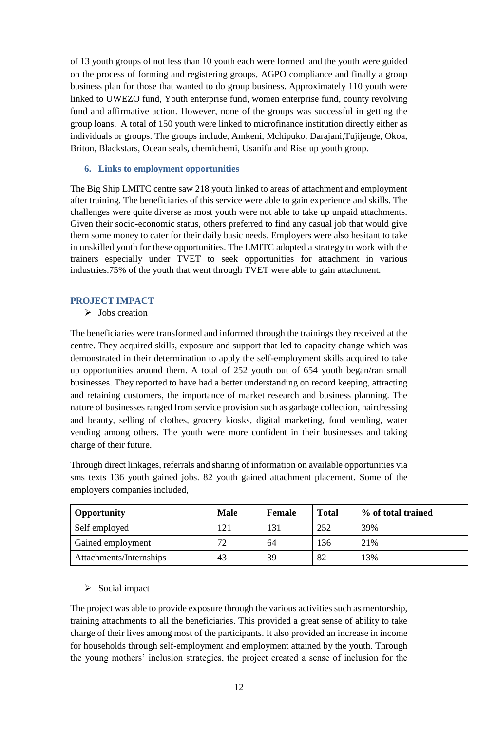of 13 youth groups of not less than 10 youth each were formed and the youth were guided on the process of forming and registering groups, AGPO compliance and finally a group business plan for those that wanted to do group business. Approximately 110 youth were linked to UWEZO fund, Youth enterprise fund, women enterprise fund, county revolving fund and affirmative action. However, none of the groups was successful in getting the group loans. A total of 150 youth were linked to microfinance institution directly either as individuals or groups. The groups include, Amkeni, Mchipuko, Darajani,Tujijenge, Okoa, Briton, Blackstars, Ocean seals, chemichemi, Usanifu and Rise up youth group.

### 6. Links to employment opportunities

The Big Ship LMITC centre saw 218 youth linked to areas of attachment and employment after training. The beneficiaries of this service were able to gain experience and skills. The challenges were quite diverse as most youth were not able to take up unpaid attachments. Given their socio-economic status, others preferred to find any casual job that would give them some money to cater for their daily basic needs. Employers were also hesitant to take in unskilled youth for these opportunities. The LMITC adopted a strategy to work with the trainers especially under TVET to seek opportunities for attachment in various industries.75% of the youth that went through TVET were able to gain attachment.

## PROJECT IMPACT

- Jobs creation

The beneficiaries were transformed and informed through the trainings they received at the centre. They acquired skills, exposure and support that led to capacity change which was demonstrated in their determination to apply the self-employment skills acquired to take up opportunities around them. A total of 252 youth out of 654 youth began/ran small businesses. They reported to have had a better understanding on record keeping, attracting and retaining customers, the importance of market research and business planning. The nature of businesses ranged from service provision such as garbage collection, hairdressing and beauty, selling of clothes, grocery kiosks, digital marketing, food vending, water vending among others. The youth were more confident in their businesses and taking charge of their future.

Through direct linkages, referrals and sharing of information on available opportunities via sms texts 136 youth gained jobs. 82 youth gained attachment placement. Some of the employers companies included,

| Opportunity | Male | Female | Total | % of total trained |
|---|---|---|---|---|
| Self employed | 121 | 131 | 252 | 39% |
| Gained employment | 72 | 64 | 136 | 21% |
| Attachments/Internships | 43 | 39 | 82 | 13% |

- Social impact

The project was able to provide exposure through the various activities such as mentorship, training attachments to all the beneficiaries. This provided a great sense of ability to take charge of their lives among most of the participants. It also provided an increase in income for households through self-employment and employment attained by the youth. Through the young mothers' inclusion strategies, the project created a sense of inclusion for the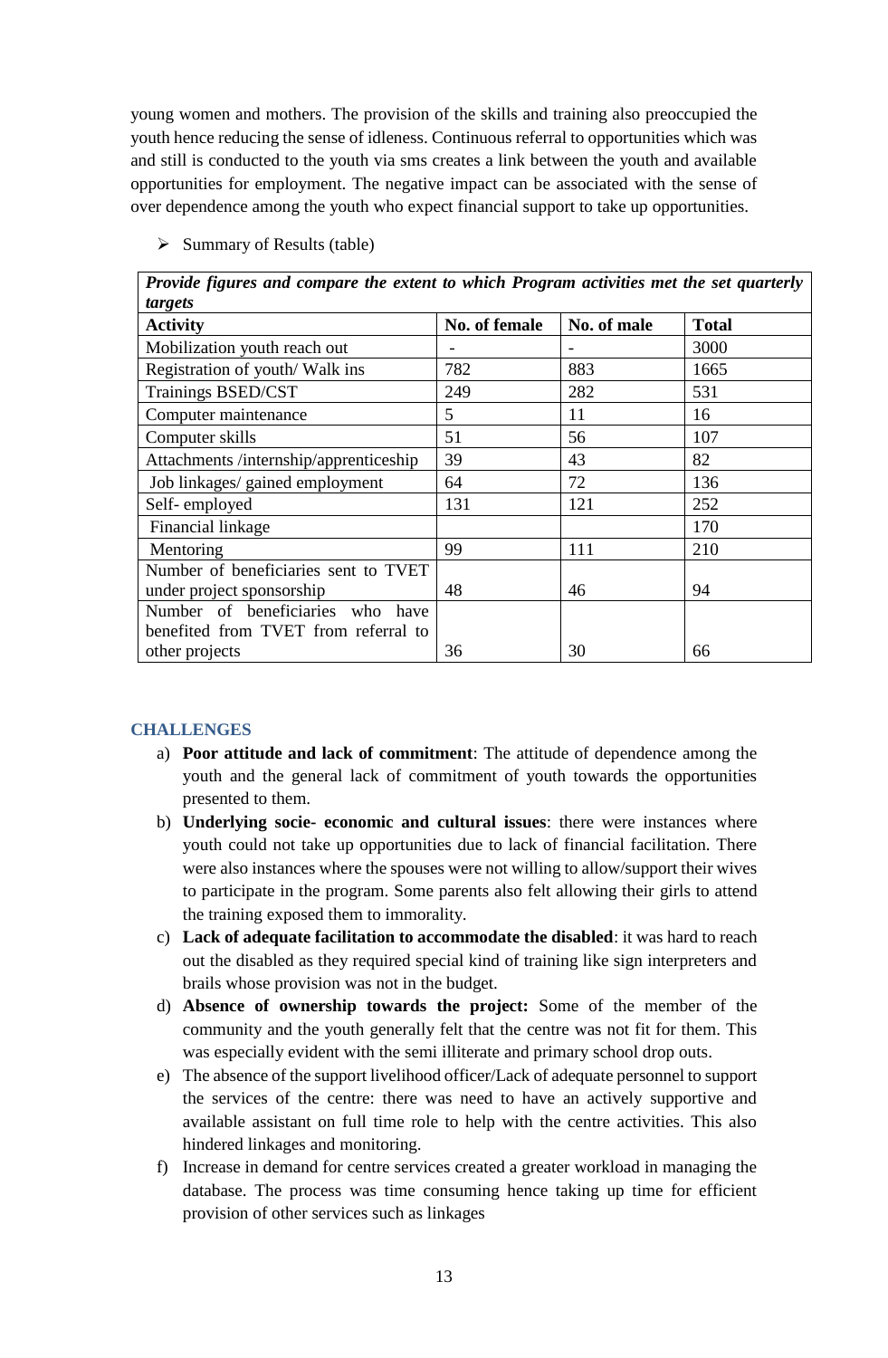young women and mothers. The provision of the skills and training also preoccupied the youth hence reducing the sense of idleness. Continuous referral to opportunities which was and still is conducted to the youth via sms creates a link between the youth and available opportunities for employment. The negative impact can be associated with the sense of over dependence among the youth who expect financial support to take up opportunities.

- Summary of Results (table)

| ***Provide figures and compare the extent to which Program activities met the set quarterly targets*** | | | |
|---|---|---|---|
| **Activity** | **No. of female** | **No. of male** | **Total** |
| Mobilization youth reach out | - | - | 3000 |
| Registration of youth/ Walk ins | 782 | 883 | 1665 |
| Trainings BSED/CST | 249 | 282 | 531 |
| Computer maintenance | 5 | 11 | 16 |
| Computer skills | 51 | 56 | 107 |
| Attachments /internship/apprenticeship | 39 | 43 | 82 |
| Job linkages/ gained employment | 64 | 72 | 136 |
| Self- employed | 131 | 121 | 252 |
| Financial linkage | | | 170 |
| Mentoring | 99 | 111 | 210 |
| Number of beneficiaries sent to TVET under project sponsorship | 48 | 46 | 94 |
| Number of beneficiaries who have benefited from TVET from referral to other projects | 36 | 30 | 66 |

## CHALLENGES

a) **Poor attitude and lack of commitment**: The attitude of dependence among the youth and the general lack of commitment of youth towards the opportunities presented to them.

b) **Underlying socie- economic and cultural issues**: there were instances where youth could not take up opportunities due to lack of financial facilitation. There were also instances where the spouses were not willing to allow/support their wives to participate in the program. Some parents also felt allowing their girls to attend the training exposed them to immorality.

c) **Lack of adequate facilitation to accommodate the disabled**: it was hard to reach out the disabled as they required special kind of training like sign interpreters and brails whose provision was not in the budget.

d) **Absence of ownership towards the project:** Some of the member of the community and the youth generally felt that the centre was not fit for them. This was especially evident with the semi illiterate and primary school drop outs.

e) The absence of the support livelihood officer/Lack of adequate personnel to support the services of the centre: there was need to have an actively supportive and available assistant on full time role to help with the centre activities. This also hindered linkages and monitoring.

f) Increase in demand for centre services created a greater workload in managing the database. The process was time consuming hence taking up time for efficient provision of other services such as linkages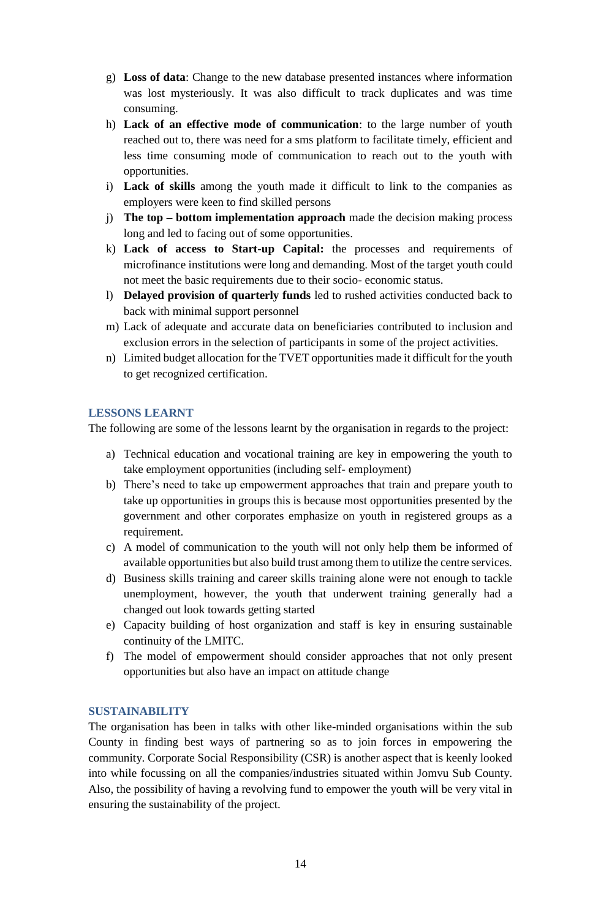g) **Loss of data**: Change to the new database presented instances where information was lost mysteriously. It was also difficult to track duplicates and was time consuming.

h) **Lack of an effective mode of communication**: to the large number of youth reached out to, there was need for a sms platform to facilitate timely, efficient and less time consuming mode of communication to reach out to the youth with opportunities.

i) **Lack of skills** among the youth made it difficult to link to the companies as employers were keen to find skilled persons

j) **The top – bottom implementation approach** made the decision making process long and led to facing out of some opportunities.

k) **Lack of access to Start-up Capital:** the processes and requirements of microfinance institutions were long and demanding. Most of the target youth could not meet the basic requirements due to their socio- economic status.

l) **Delayed provision of quarterly funds** led to rushed activities conducted back to back with minimal support personnel

m) Lack of adequate and accurate data on beneficiaries contributed to inclusion and exclusion errors in the selection of participants in some of the project activities.

n) Limited budget allocation for the TVET opportunities made it difficult for the youth to get recognized certification.

## LESSONS LEARNT

The following are some of the lessons learnt by the organisation in regards to the project:

a) Technical education and vocational training are key in empowering the youth to take employment opportunities (including self- employment)

b) There's need to take up empowerment approaches that train and prepare youth to take up opportunities in groups this is because most opportunities presented by the government and other corporates emphasize on youth in registered groups as a requirement.

c) A model of communication to the youth will not only help them be informed of available opportunities but also build trust among them to utilize the centre services.

d) Business skills training and career skills training alone were not enough to tackle unemployment, however, the youth that underwent training generally had a changed out look towards getting started

e) Capacity building of host organization and staff is key in ensuring sustainable continuity of the LMITC.

f) The model of empowerment should consider approaches that not only present opportunities but also have an impact on attitude change

## SUSTAINABILITY

The organisation has been in talks with other like-minded organisations within the sub County in finding best ways of partnering so as to join forces in empowering the community. Corporate Social Responsibility (CSR) is another aspect that is keenly looked into while focussing on all the companies/industries situated within Jomvu Sub County. Also, the possibility of having a revolving fund to empower the youth will be very vital in ensuring the sustainability of the project.